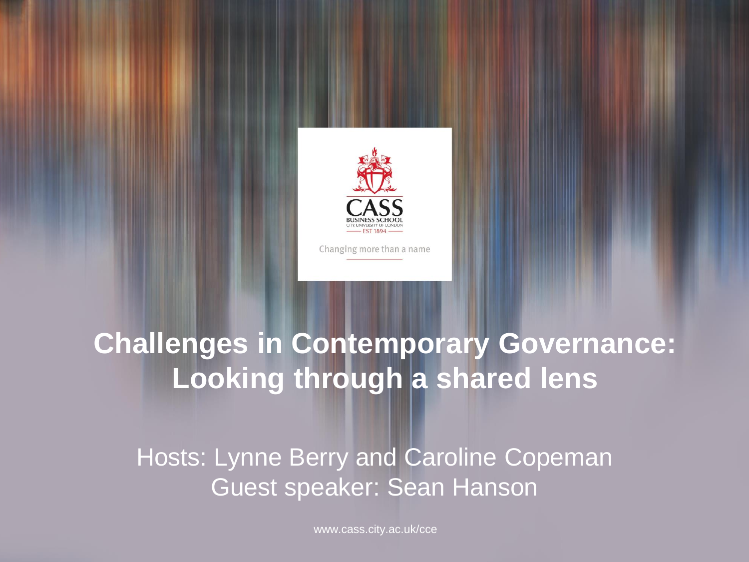CASS BUSINESS SCHOOL
CITY UNIVERSITY OF LONDON
EST 1894

Changing more than a name

# Challenges in Contemporary Governance: Looking through a shared lens

Hosts: Lynne Berry and Caroline Copeman
Guest speaker: Sean Hanson

www.cass.city.ac.uk/cce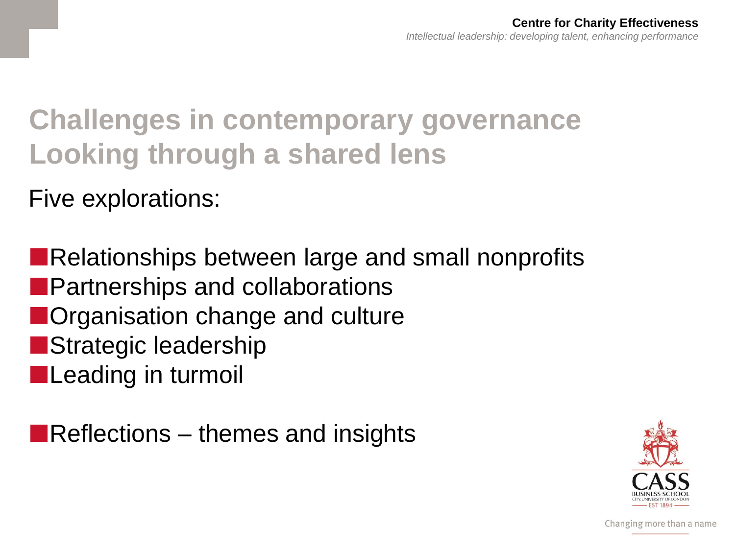# Challenges in contemporary governance
# Looking through a shared lens

Five explorations:

- Relationships between large and small nonprofits
- Partnerships and collaborations
- Organisation change and culture
- Strategic leadership
- Leading in turmoil

- Reflections – themes and insights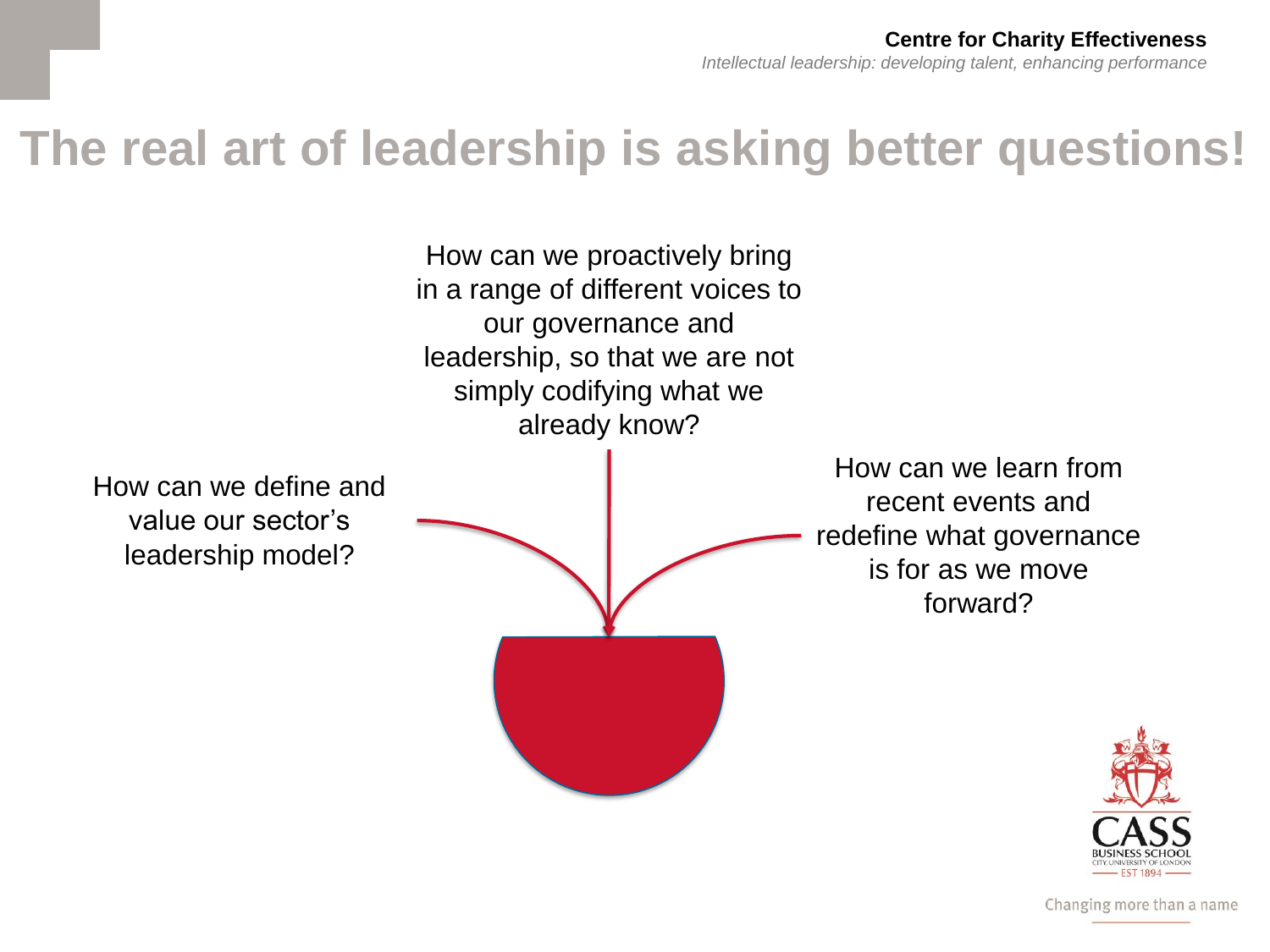# The real art of leadership is asking better questions!

How can we proactively bring in a range of different voices to our governance and leadership, so that we are not simply codifying what we already know?

How can we define and value our sector's leadership model?

How can we learn from recent events and redefine what governance is for as we move forward?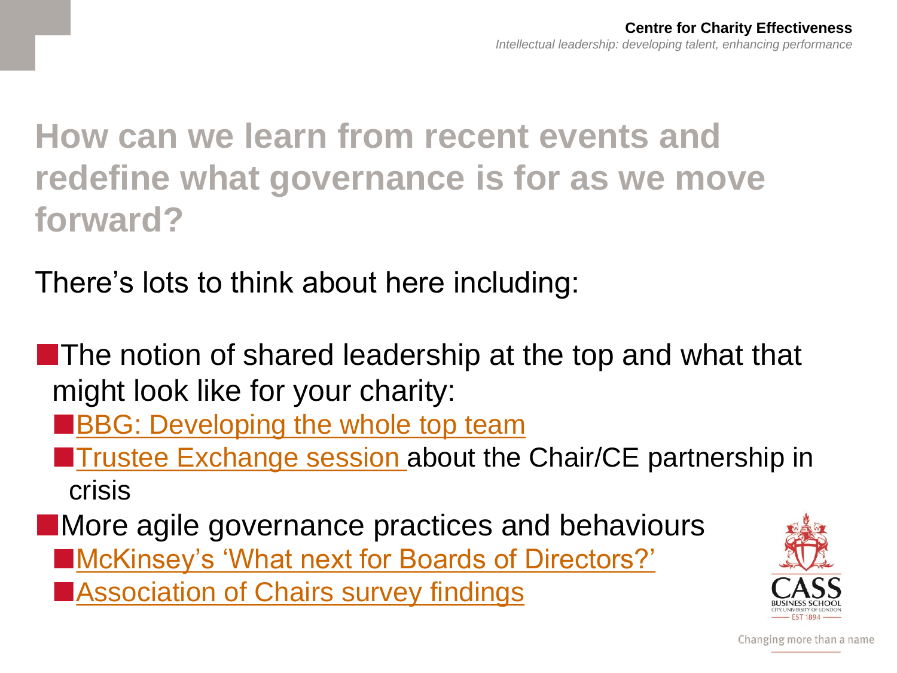## How can we learn from recent events and redefine what governance is for as we move forward?

There's lots to think about here including:

- The notion of shared leadership at the top and what that might look like for your charity:
  - BBG: Developing the whole top team
  - Trustee Exchange session about the Chair/CE partnership in crisis
- More agile governance practices and behaviours
  - McKinsey's 'What next for Boards of Directors?'
  - Association of Chairs survey findings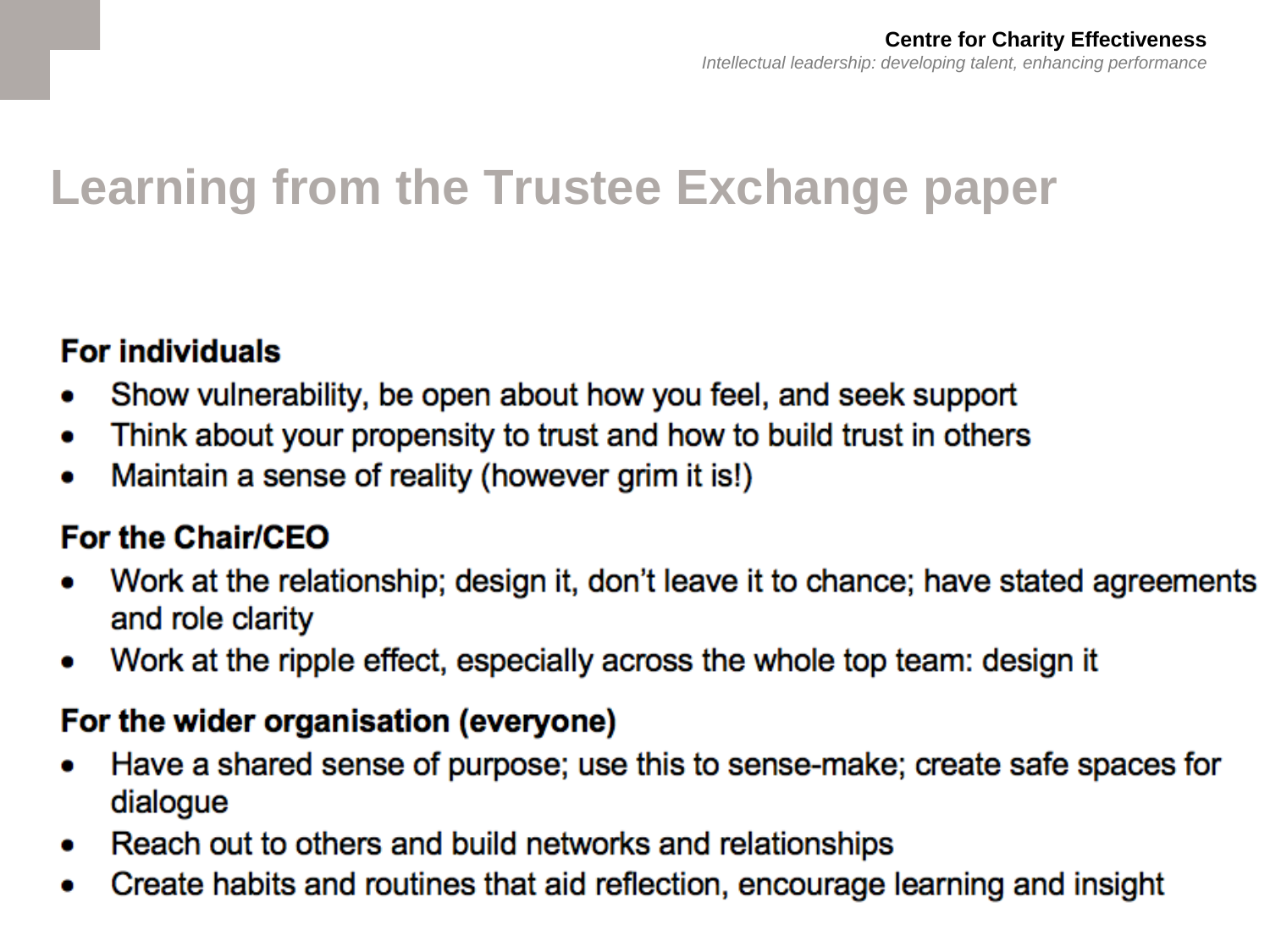# Learning from the Trustee Exchange paper

**For individuals**

- Show vulnerability, be open about how you feel, and seek support
- Think about your propensity to trust and how to build trust in others
- Maintain a sense of reality (however grim it is!)

**For the Chair/CEO**

- Work at the relationship; design it, don't leave it to chance; have stated agreements and role clarity
- Work at the ripple effect, especially across the whole top team: design it

**For the wider organisation (everyone)**

- Have a shared sense of purpose; use this to sense-make; create safe spaces for dialogue
- Reach out to others and build networks and relationships
- Create habits and routines that aid reflection, encourage learning and insight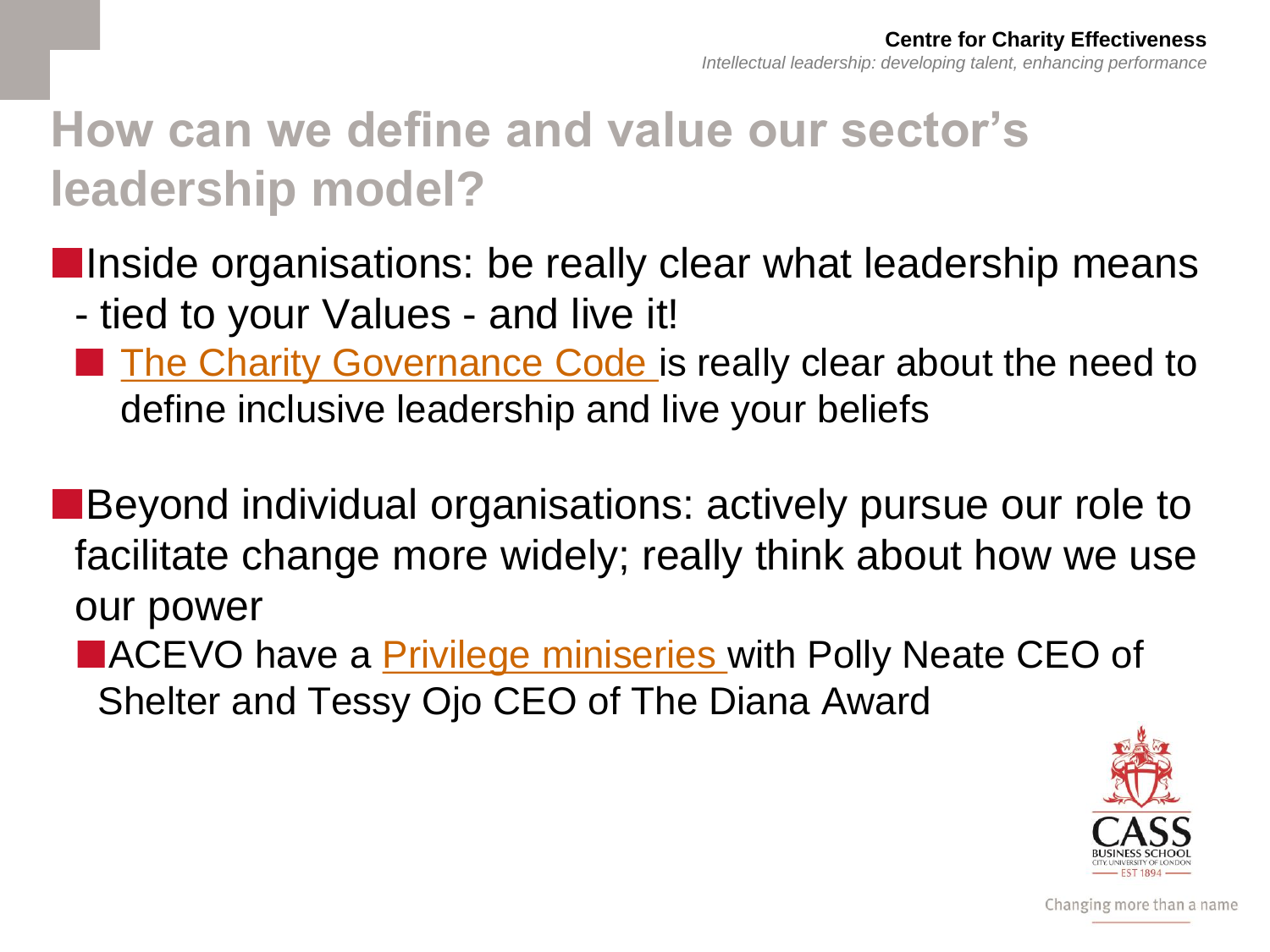# How can we define and value our sector's leadership model?

- Inside organisations: be really clear what leadership means - tied to your Values - and live it!
  - The Charity Governance Code is really clear about the need to define inclusive leadership and live your beliefs

- Beyond individual organisations: actively pursue our role to facilitate change more widely; really think about how we use our power
  - ACEVO have a Privilege miniseries with Polly Neate CEO of Shelter and Tessy Ojo CEO of The Diana Award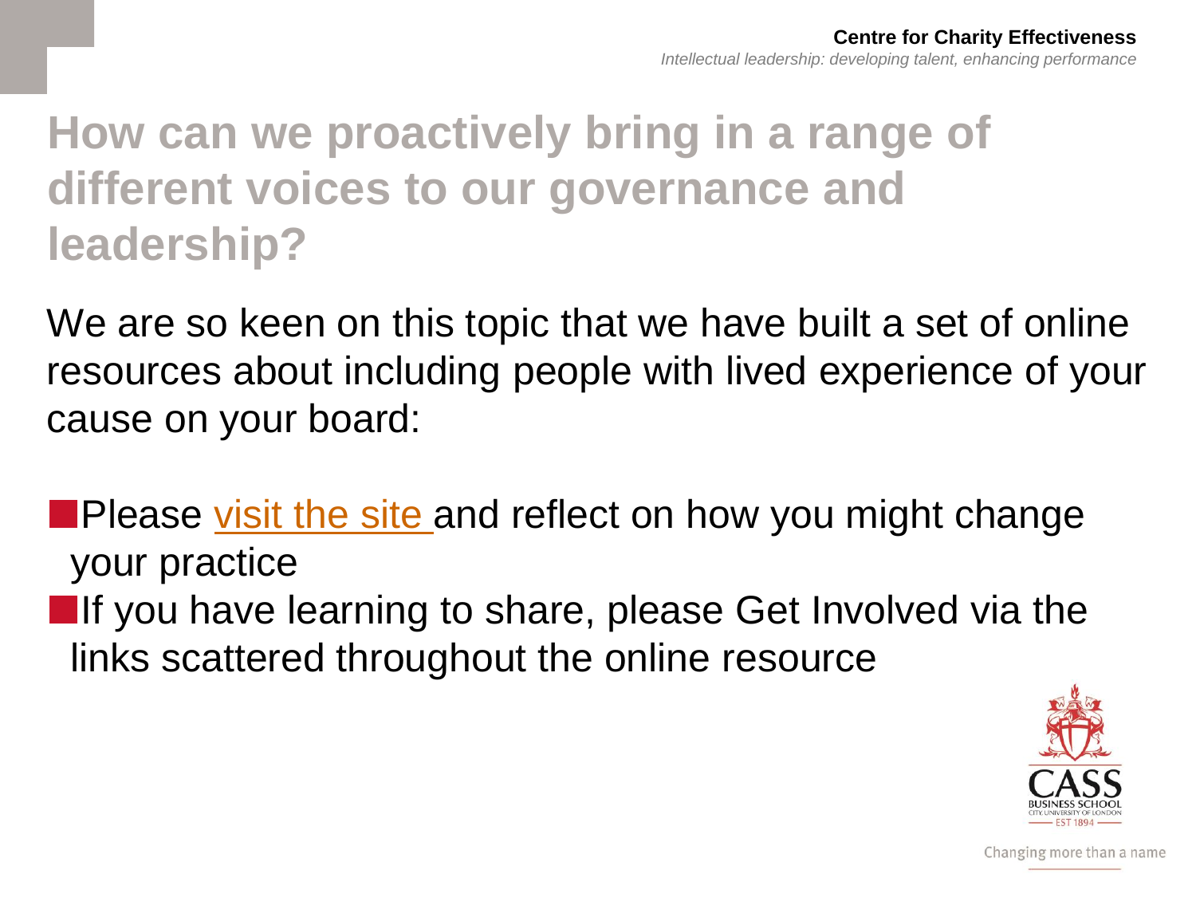# How can we proactively bring in a range of different voices to our governance and leadership?

We are so keen on this topic that we have built a set of online resources about including people with lived experience of your cause on your board:

- Please visit the site and reflect on how you might change your practice
- If you have learning to share, please Get Involved via the links scattered throughout the online resource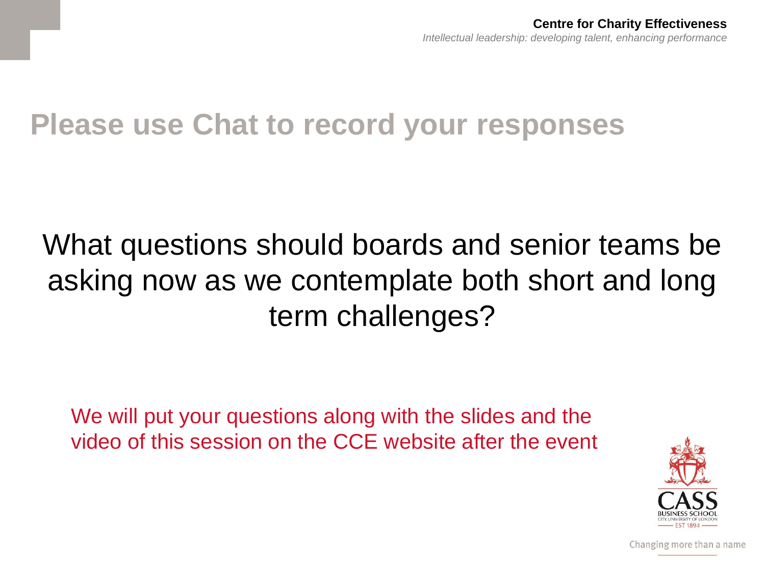## Please use Chat to record your responses

What questions should boards and senior teams be asking now as we contemplate both short and long term challenges?

We will put your questions along with the slides and the video of this session on the CCE website after the event